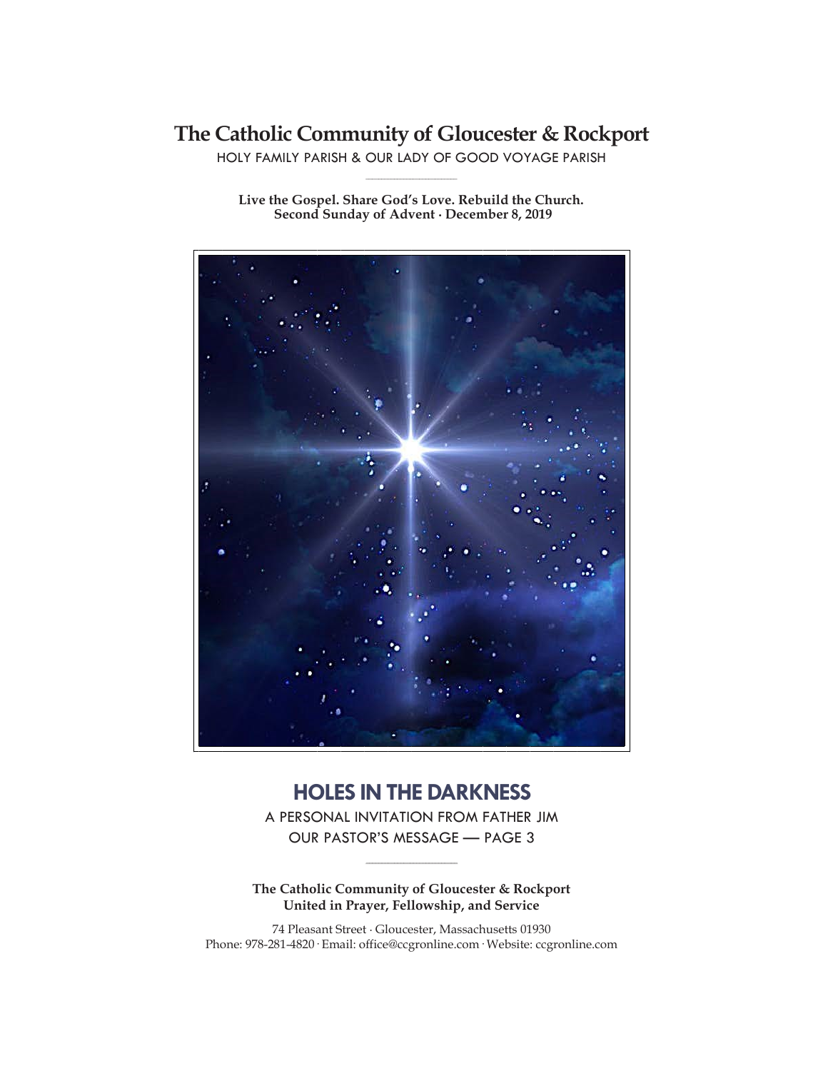# The Catholic Community of Gloucester & Rockport

HOLY FAMILY PARISH & OUR LADY OF GOOD VOYAGE PARISH

**Live the Gospel. Share God's Love. Rebuild the Church.**
**Second Sunday of Advent · December 8, 2019**

## HOLES IN THE DARKNESS

A PERSONAL INVITATION FROM FATHER JIM
OUR PASTOR'S MESSAGE — PAGE 3

**The Catholic Community of Gloucester & Rockport**
**United in Prayer, Fellowship, and Service**

74 Pleasant Street · Gloucester, Massachusetts 01930
Phone: 978-281-4820 · Email: office@ccgronline.com · Website: ccgronline.com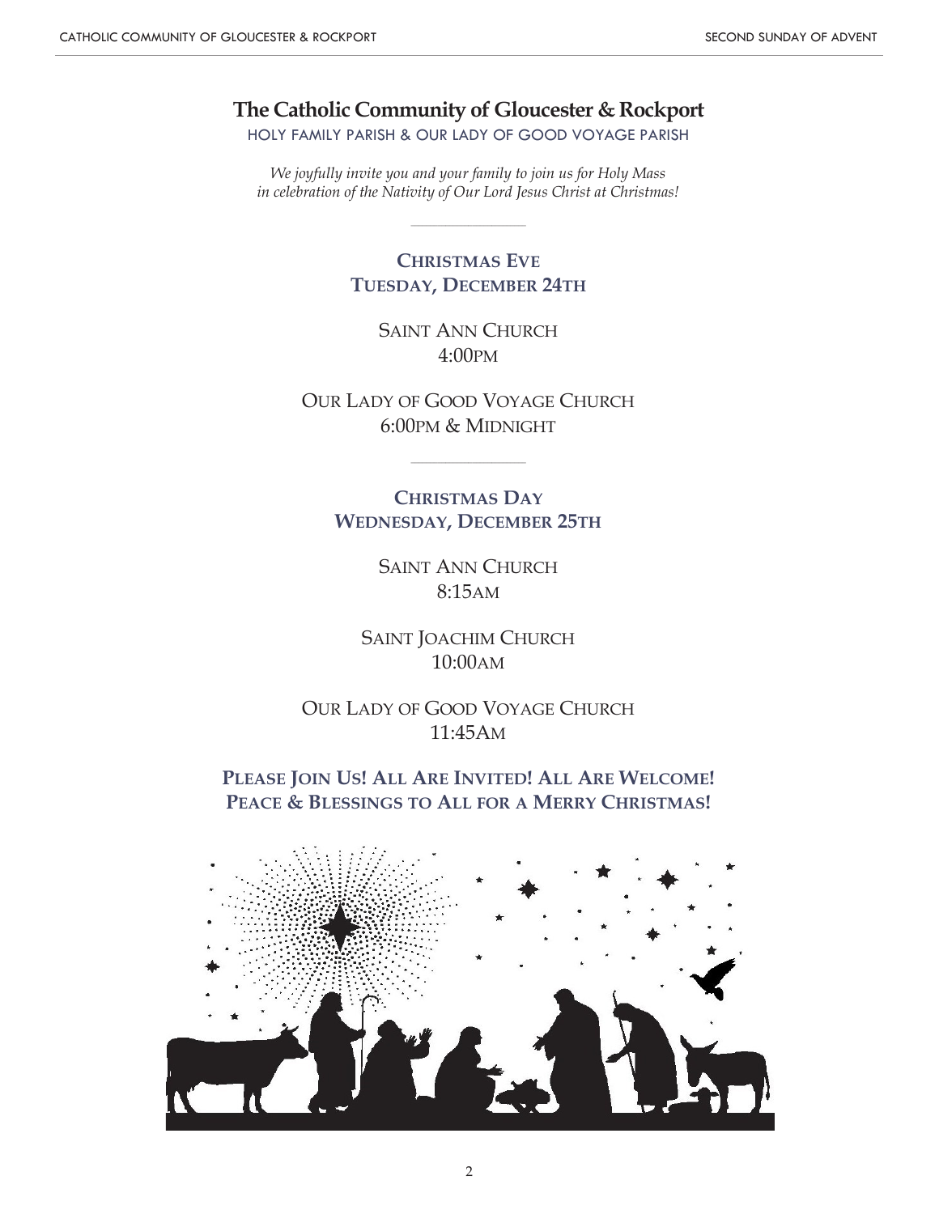# The Catholic Community of Gloucester & Rockport

HOLY FAMILY PARISH & OUR LADY OF GOOD VOYAGE PARISH

*We joyfully invite you and your family to join us for Holy Mass in celebration of the Nativity of Our Lord Jesus Christ at Christmas!*

---

## CHRISTMAS EVE
## TUESDAY, DECEMBER 24TH

SAINT ANN CHURCH
4:00PM

OUR LADY OF GOOD VOYAGE CHURCH
6:00PM & MIDNIGHT

---

## CHRISTMAS DAY
## WEDNESDAY, DECEMBER 25TH

SAINT ANN CHURCH
8:15AM

SAINT JOACHIM CHURCH
10:00AM

OUR LADY OF GOOD VOYAGE CHURCH
11:45AM

**PLEASE JOIN US! ALL ARE INVITED! ALL ARE WELCOME!**
**PEACE & BLESSINGS TO ALL FOR A MERRY CHRISTMAS!**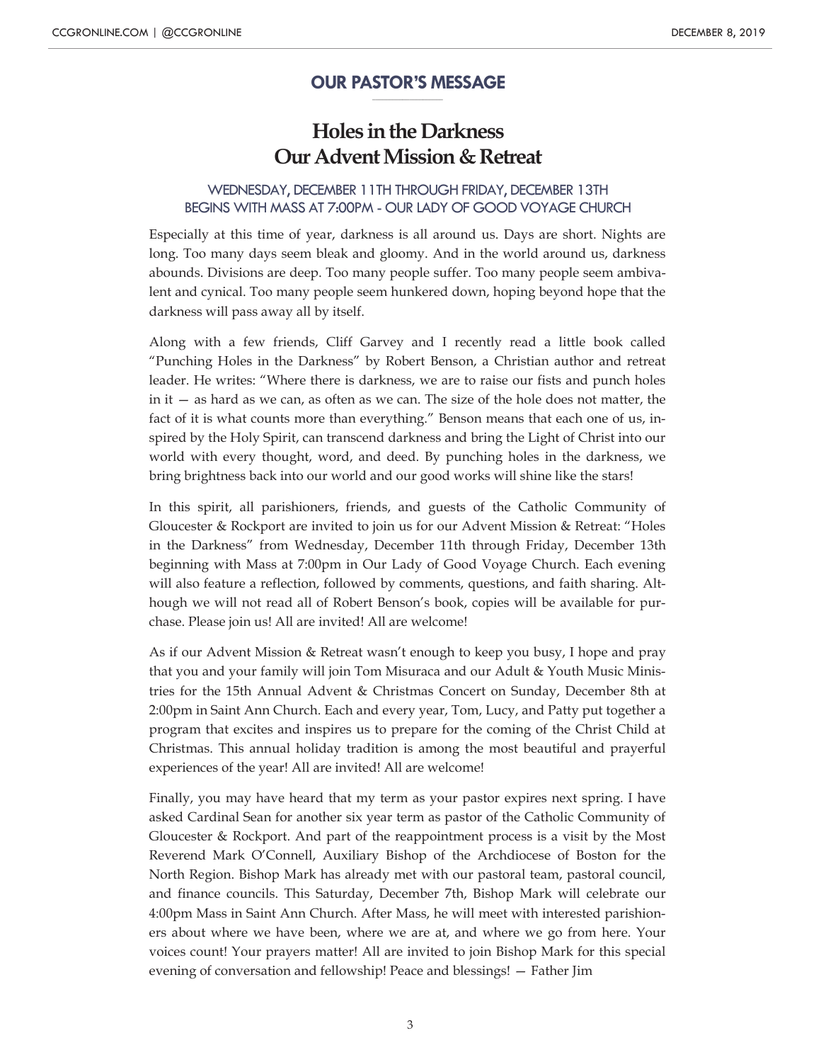## OUR PASTOR'S MESSAGE

# Holes in the Darkness
# Our Advent Mission & Retreat

### WEDNESDAY, DECEMBER 11TH THROUGH FRIDAY, DECEMBER 13TH
### BEGINS WITH MASS AT 7:00PM - OUR LADY OF GOOD VOYAGE CHURCH

Especially at this time of year, darkness is all around us. Days are short. Nights are long. Too many days seem bleak and gloomy. And in the world around us, darkness abounds. Divisions are deep. Too many people suffer. Too many people seem ambivalent and cynical. Too many people seem hunkered down, hoping beyond hope that the darkness will pass away all by itself.

Along with a few friends, Cliff Garvey and I recently read a little book called "Punching Holes in the Darkness" by Robert Benson, a Christian author and retreat leader. He writes: "Where there is darkness, we are to raise our fists and punch holes in it — as hard as we can, as often as we can. The size of the hole does not matter, the fact of it is what counts more than everything." Benson means that each one of us, inspired by the Holy Spirit, can transcend darkness and bring the Light of Christ into our world with every thought, word, and deed. By punching holes in the darkness, we bring brightness back into our world and our good works will shine like the stars!

In this spirit, all parishioners, friends, and guests of the Catholic Community of Gloucester & Rockport are invited to join us for our Advent Mission & Retreat: "Holes in the Darkness" from Wednesday, December 11th through Friday, December 13th beginning with Mass at 7:00pm in Our Lady of Good Voyage Church. Each evening will also feature a reflection, followed by comments, questions, and faith sharing. Although we will not read all of Robert Benson's book, copies will be available for purchase. Please join us! All are invited! All are welcome!

As if our Advent Mission & Retreat wasn't enough to keep you busy, I hope and pray that you and your family will join Tom Misuraca and our Adult & Youth Music Ministries for the 15th Annual Advent & Christmas Concert on Sunday, December 8th at 2:00pm in Saint Ann Church. Each and every year, Tom, Lucy, and Patty put together a program that excites and inspires us to prepare for the coming of the Christ Child at Christmas. This annual holiday tradition is among the most beautiful and prayerful experiences of the year! All are invited! All are welcome!

Finally, you may have heard that my term as your pastor expires next spring. I have asked Cardinal Sean for another six year term as pastor of the Catholic Community of Gloucester & Rockport. And part of the reappointment process is a visit by the Most Reverend Mark O'Connell, Auxiliary Bishop of the Archdiocese of Boston for the North Region. Bishop Mark has already met with our pastoral team, pastoral council, and finance councils. This Saturday, December 7th, Bishop Mark will celebrate our 4:00pm Mass in Saint Ann Church. After Mass, he will meet with interested parishioners about where we have been, where we are at, and where we go from here. Your voices count! Your prayers matter! All are invited to join Bishop Mark for this special evening of conversation and fellowship! Peace and blessings! — Father Jim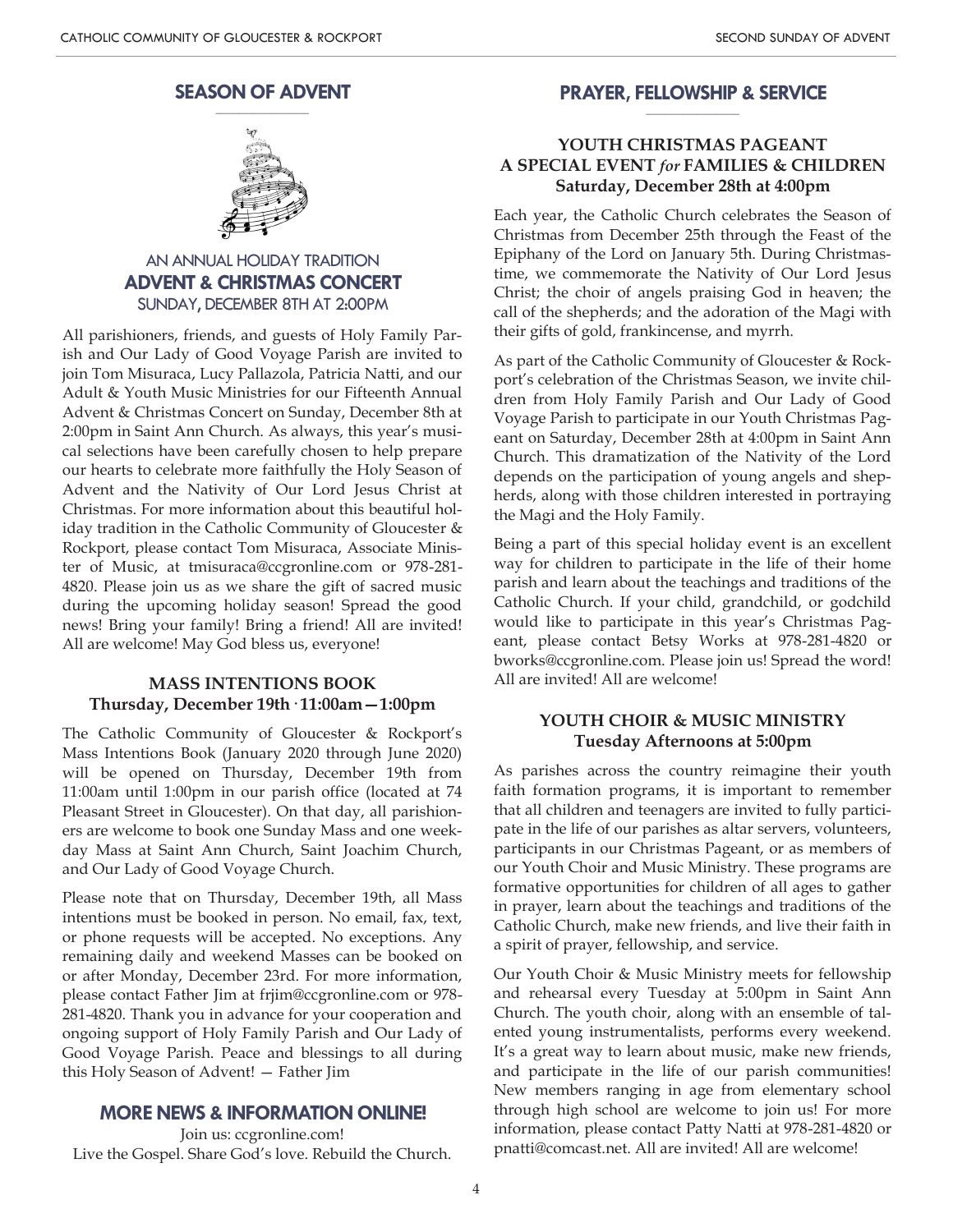## SEASON OF ADVENT

AN ANNUAL HOLIDAY TRADITION

### ADVENT & CHRISTMAS CONCERT

SUNDAY, DECEMBER 8TH AT 2:00PM

All parishioners, friends, and guests of Holy Family Parish and Our Lady of Good Voyage Parish are invited to join Tom Misuraca, Lucy Pallazola, Patricia Natti, and our Adult & Youth Music Ministries for our Fifteenth Annual Advent & Christmas Concert on Sunday, December 8th at 2:00pm in Saint Ann Church. As always, this year's musical selections have been carefully chosen to help prepare our hearts to celebrate more faithfully the Holy Season of Advent and the Nativity of Our Lord Jesus Christ at Christmas. For more information about this beautiful holiday tradition in the Catholic Community of Gloucester & Rockport, please contact Tom Misuraca, Associate Minister of Music, at tmisuraca@ccgronline.com or 978-281-4820. Please join us as we share the gift of sacred music during the upcoming holiday season! Spread the good news! Bring your family! Bring a friend! All are invited! All are welcome! May God bless us, everyone!

### MASS INTENTIONS BOOK
**Thursday, December 19th · 11:00am—1:00pm**

The Catholic Community of Gloucester & Rockport's Mass Intentions Book (January 2020 through June 2020) will be opened on Thursday, December 19th from 11:00am until 1:00pm in our parish office (located at 74 Pleasant Street in Gloucester). On that day, all parishioners are welcome to book one Sunday Mass and one weekday Mass at Saint Ann Church, Saint Joachim Church, and Our Lady of Good Voyage Church.

Please note that on Thursday, December 19th, all Mass intentions must be booked in person. No email, fax, text, or phone requests will be accepted. No exceptions. Any remaining daily and weekend Masses can be booked on or after Monday, December 23rd. For more information, please contact Father Jim at frjim@ccgronline.com or 978-281-4820. Thank you in advance for your cooperation and ongoing support of Holy Family Parish and Our Lady of Good Voyage Parish. Peace and blessings to all during this Holy Season of Advent! — Father Jim

## MORE NEWS & INFORMATION ONLINE!

Join us: ccgronline.com!
Live the Gospel. Share God's love. Rebuild the Church.

## PRAYER, FELLOWSHIP & SERVICE

### YOUTH CHRISTMAS PAGEANT
### A SPECIAL EVENT *for* FAMILIES & CHILDREN
**Saturday, December 28th at 4:00pm**

Each year, the Catholic Church celebrates the Season of Christmas from December 25th through the Feast of the Epiphany of the Lord on January 5th. During Christmastime, we commemorate the Nativity of Our Lord Jesus Christ; the choir of angels praising God in heaven; the call of the shepherds; and the adoration of the Magi with their gifts of gold, frankincense, and myrrh.

As part of the Catholic Community of Gloucester & Rockport's celebration of the Christmas Season, we invite children from Holy Family Parish and Our Lady of Good Voyage Parish to participate in our Youth Christmas Pageant on Saturday, December 28th at 4:00pm in Saint Ann Church. This dramatization of the Nativity of the Lord depends on the participation of young angels and shepherds, along with those children interested in portraying the Magi and the Holy Family.

Being a part of this special holiday event is an excellent way for children to participate in the life of their home parish and learn about the teachings and traditions of the Catholic Church. If your child, grandchild, or godchild would like to participate in this year's Christmas Pageant, please contact Betsy Works at 978-281-4820 or bworks@ccgronline.com. Please join us! Spread the word! All are invited! All are welcome!

### YOUTH CHOIR & MUSIC MINISTRY
**Tuesday Afternoons at 5:00pm**

As parishes across the country reimagine their youth faith formation programs, it is important to remember that all children and teenagers are invited to fully participate in the life of our parishes as altar servers, volunteers, participants in our Christmas Pageant, or as members of our Youth Choir and Music Ministry. These programs are formative opportunities for children of all ages to gather in prayer, learn about the teachings and traditions of the Catholic Church, make new friends, and live their faith in a spirit of prayer, fellowship, and service.

Our Youth Choir & Music Ministry meets for fellowship and rehearsal every Tuesday at 5:00pm in Saint Ann Church. The youth choir, along with an ensemble of talented young instrumentalists, performs every weekend. It's a great way to learn about music, make new friends, and participate in the life of our parish communities! New members ranging in age from elementary school through high school are welcome to join us! For more information, please contact Patty Natti at 978-281-4820 or pnatti@comcast.net. All are invited! All are welcome!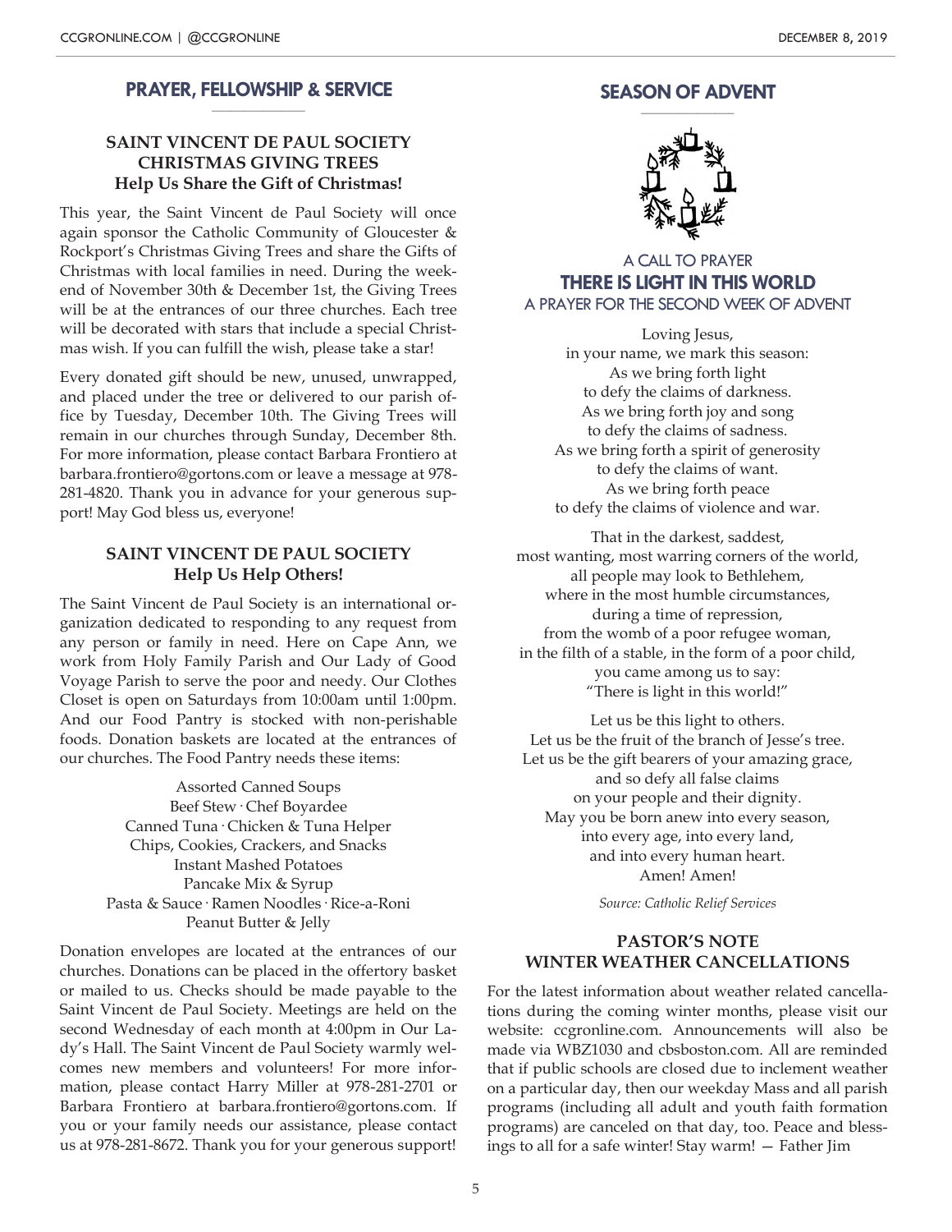## PRAYER, FELLOWSHIP & SERVICE

### SAINT VINCENT DE PAUL SOCIETY CHRISTMAS GIVING TREES
**Help Us Share the Gift of Christmas!**

This year, the Saint Vincent de Paul Society will once again sponsor the Catholic Community of Gloucester & Rockport's Christmas Giving Trees and share the Gifts of Christmas with local families in need. During the weekend of November 30th & December 1st, the Giving Trees will be at the entrances of our three churches. Each tree will be decorated with stars that include a special Christmas wish. If you can fulfill the wish, please take a star!

Every donated gift should be new, unused, unwrapped, and placed under the tree or delivered to our parish office by Tuesday, December 10th. The Giving Trees will remain in our churches through Sunday, December 8th. For more information, please contact Barbara Frontiero at barbara.frontiero@gortons.com or leave a message at 978-281-4820. Thank you in advance for your generous support! May God bless us, everyone!

### SAINT VINCENT DE PAUL SOCIETY
**Help Us Help Others!**

The Saint Vincent de Paul Society is an international organization dedicated to responding to any request from any person or family in need. Here on Cape Ann, we work from Holy Family Parish and Our Lady of Good Voyage Parish to serve the poor and needy. Our Clothes Closet is open on Saturdays from 10:00am until 1:00pm. And our Food Pantry is stocked with non-perishable foods. Donation baskets are located at the entrances of our churches. The Food Pantry needs these items:

Assorted Canned Soups
Beef Stew · Chef Boyardee
Canned Tuna · Chicken & Tuna Helper
Chips, Cookies, Crackers, and Snacks
Instant Mashed Potatoes
Pancake Mix & Syrup
Pasta & Sauce · Ramen Noodles · Rice-a-Roni
Peanut Butter & Jelly

Donation envelopes are located at the entrances of our churches. Donations can be placed in the offertory basket or mailed to us. Checks should be made payable to the Saint Vincent de Paul Society. Meetings are held on the second Wednesday of each month at 4:00pm in Our Lady's Hall. The Saint Vincent de Paul Society warmly welcomes new members and volunteers! For more information, please contact Harry Miller at 978-281-2701 or Barbara Frontiero at barbara.frontiero@gortons.com. If you or your family needs our assistance, please contact us at 978-281-8672. Thank you for your generous support!

## SEASON OF ADVENT

A CALL TO PRAYER

### THERE IS LIGHT IN THIS WORLD

A PRAYER FOR THE SECOND WEEK OF ADVENT

Loving Jesus,
in your name, we mark this season:
As we bring forth light
to defy the claims of darkness.
As we bring forth joy and song
to defy the claims of sadness.
As we bring forth a spirit of generosity
to defy the claims of want.
As we bring forth peace
to defy the claims of violence and war.

That in the darkest, saddest,
most wanting, most warring corners of the world,
all people may look to Bethlehem,
where in the most humble circumstances,
during a time of repression,
from the womb of a poor refugee woman,
in the filth of a stable, in the form of a poor child,
you came among us to say:
"There is light in this world!"

Let us be this light to others.
Let us be the fruit of the branch of Jesse's tree.
Let us be the gift bearers of your amazing grace,
and so defy all false claims
on your people and their dignity.
May you be born anew into every season,
into every age, into every land,
and into every human heart.
Amen! Amen!

*Source: Catholic Relief Services*

### PASTOR'S NOTE
### WINTER WEATHER CANCELLATIONS

For the latest information about weather related cancellations during the coming winter months, please visit our website: ccgronline.com. Announcements will also be made via WBZ1030 and cbsboston.com. All are reminded that if public schools are closed due to inclement weather on a particular day, then our weekday Mass and all parish programs (including all adult and youth faith formation programs) are canceled on that day, too. Peace and blessings to all for a safe winter! Stay warm! — Father Jim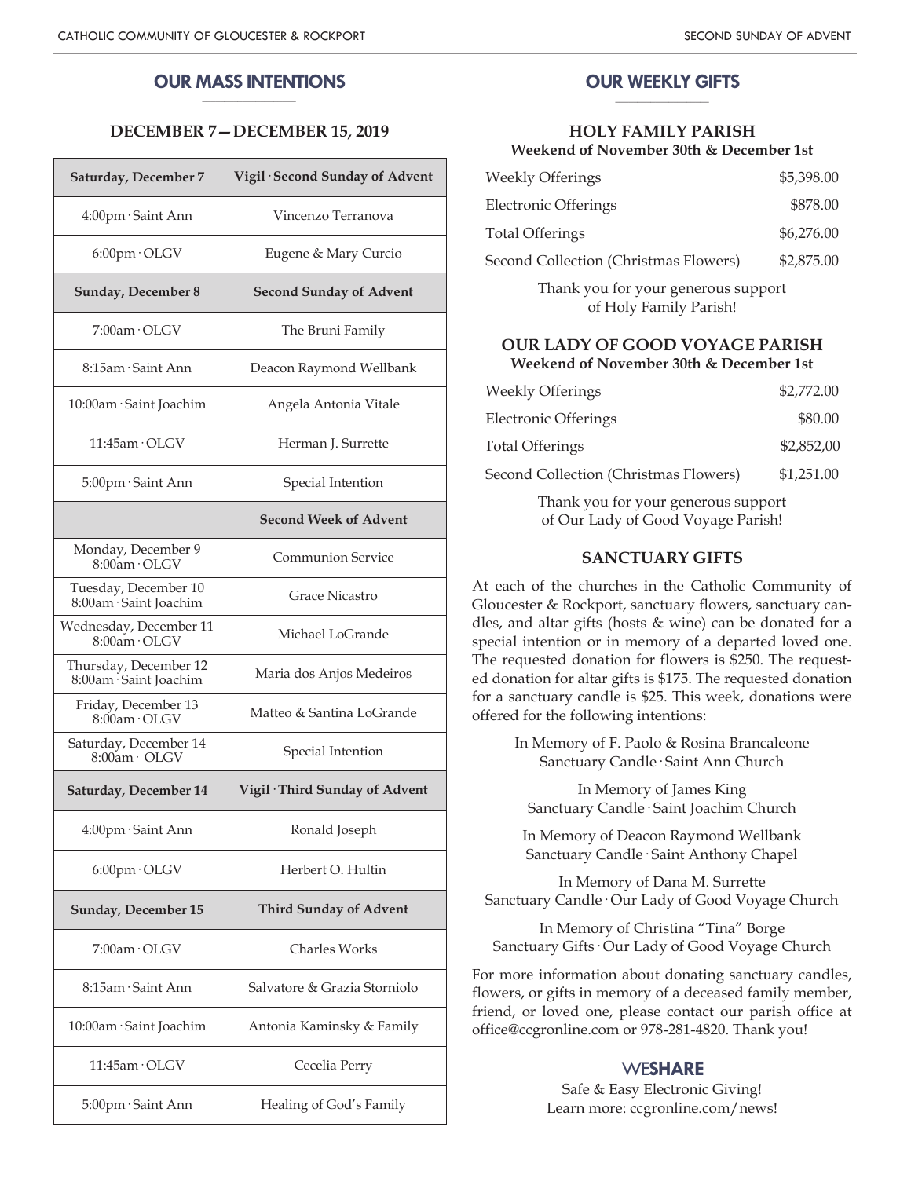## OUR MASS INTENTIONS

### DECEMBER 7—DECEMBER 15, 2019

| Saturday, December 7 | Vigil · Second Sunday of Advent |
|---|---|
| 4:00pm · Saint Ann | Vincenzo Terranova |
| 6:00pm · OLGV | Eugene & Mary Curcio |
| **Sunday, December 8** | **Second Sunday of Advent** |
| 7:00am · OLGV | The Bruni Family |
| 8:15am · Saint Ann | Deacon Raymond Wellbank |
| 10:00am · Saint Joachim | Angela Antonia Vitale |
| 11:45am · OLGV | Herman J. Surrette |
| 5:00pm · Saint Ann | Special Intention |
| | **Second Week of Advent** |
| Monday, December 9 8:00am · OLGV | Communion Service |
| Tuesday, December 10 8:00am · Saint Joachim | Grace Nicastro |
| Wednesday, December 11 8:00am · OLGV | Michael LoGrande |
| Thursday, December 12 8:00am · Saint Joachim | Maria dos Anjos Medeiros |
| Friday, December 13 8:00am · OLGV | Matteo & Santina LoGrande |
| Saturday, December 14 8:00am · OLGV | Special Intention |
| **Saturday, December 14** | **Vigil · Third Sunday of Advent** |
| 4:00pm · Saint Ann | Ronald Joseph |
| 6:00pm · OLGV | Herbert O. Hultin |
| **Sunday, December 15** | **Third Sunday of Advent** |
| 7:00am · OLGV | Charles Works |
| 8:15am · Saint Ann | Salvatore & Grazia Storniolo |
| 10:00am · Saint Joachim | Antonia Kaminsky & Family |
| 11:45am · OLGV | Cecelia Perry |
| 5:00pm · Saint Ann | Healing of God's Family |

## OUR WEEKLY GIFTS

### HOLY FAMILY PARISH
**Weekend of November 30th & December 1st**

| | |
|---|---|
| Weekly Offerings | $5,398.00 |
| Electronic Offerings | $878.00 |
| Total Offerings | $6,276.00 |
| Second Collection (Christmas Flowers) | $2,875.00 |

Thank you for your generous support of Holy Family Parish!

### OUR LADY OF GOOD VOYAGE PARISH
**Weekend of November 30th & December 1st**

| | |
|---|---|
| Weekly Offerings | $2,772.00 |
| Electronic Offerings | $80.00 |
| Total Offerings | $2,852,00 |
| Second Collection (Christmas Flowers) | $1,251.00 |

Thank you for your generous support of Our Lady of Good Voyage Parish!

### SANCTUARY GIFTS

At each of the churches in the Catholic Community of Gloucester & Rockport, sanctuary flowers, sanctuary candles, and altar gifts (hosts & wine) can be donated for a special intention or in memory of a departed loved one. The requested donation for flowers is $250. The requested donation for altar gifts is $175. The requested donation for a sanctuary candle is $25. This week, donations were offered for the following intentions:

In Memory of F. Paolo & Rosina Brancaleone
Sanctuary Candle · Saint Ann Church

In Memory of James King
Sanctuary Candle · Saint Joachim Church

In Memory of Deacon Raymond Wellbank
Sanctuary Candle · Saint Anthony Chapel

In Memory of Dana M. Surrette
Sanctuary Candle · Our Lady of Good Voyage Church

In Memory of Christina "Tina" Borge
Sanctuary Gifts · Our Lady of Good Voyage Church

For more information about donating sanctuary candles, flowers, or gifts in memory of a deceased family member, friend, or loved one, please contact our parish office at office@ccgronline.com or 978-281-4820. Thank you!

### WESHARE

Safe & Easy Electronic Giving!
Learn more: ccgronline.com/news!